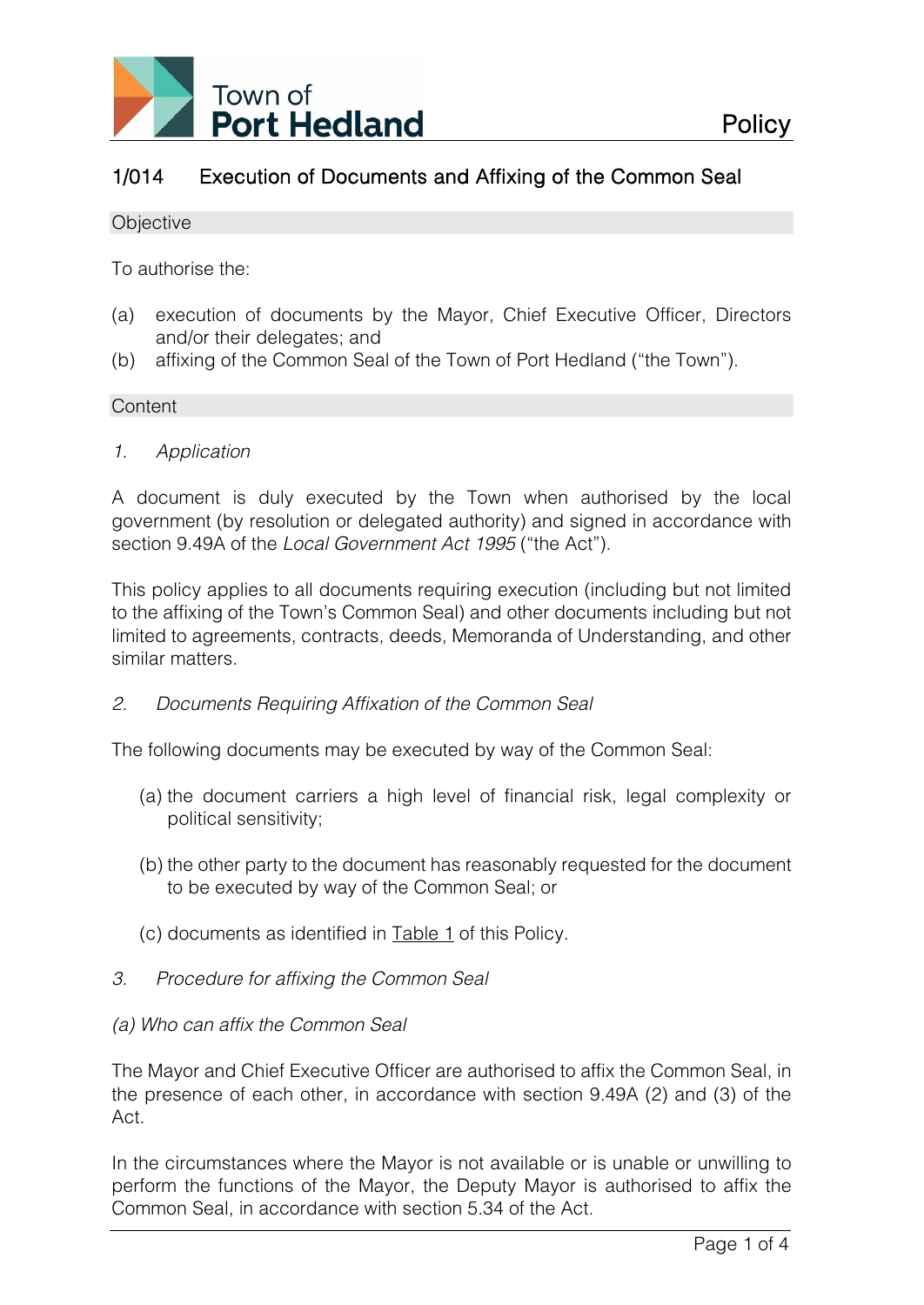# 1/014 Execution of Documents and Affixing of the Common Seal

## Objective

To authorise the:

(a) execution of documents by the Mayor, Chief Executive Officer, Directors and/or their delegates; and
(b) affixing of the Common Seal of the Town of Port Hedland ("the Town").

## Content

### *1. Application*

A document is duly executed by the Town when authorised by the local government (by resolution or delegated authority) and signed in accordance with section 9.49A of the *Local Government Act 1995* ("the Act").

This policy applies to all documents requiring execution (including but not limited to the affixing of the Town's Common Seal) and other documents including but not limited to agreements, contracts, deeds, Memoranda of Understanding, and other similar matters.

### *2. Documents Requiring Affixation of the Common Seal*

The following documents may be executed by way of the Common Seal:

(a) the document carriers a high level of financial risk, legal complexity or political sensitivity;

(b) the other party to the document has reasonably requested for the document to be executed by way of the Common Seal; or

(c) documents as identified in Table 1 of this Policy.

### *3. Procedure for affixing the Common Seal*

*(a) Who can affix the Common Seal*

The Mayor and Chief Executive Officer are authorised to affix the Common Seal, in the presence of each other, in accordance with section 9.49A (2) and (3) of the Act.

In the circumstances where the Mayor is not available or is unable or unwilling to perform the functions of the Mayor, the Deputy Mayor is authorised to affix the Common Seal, in accordance with section 5.34 of the Act.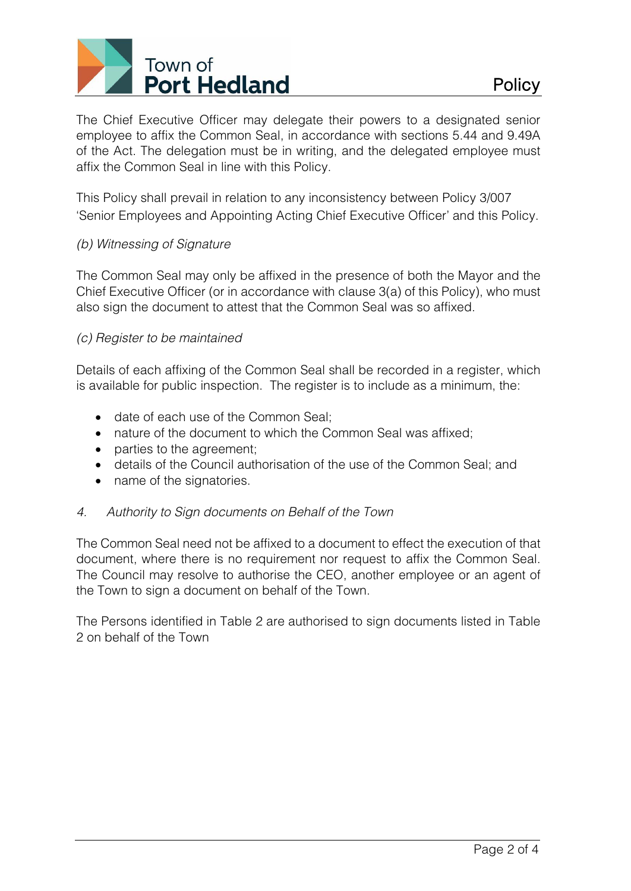The Chief Executive Officer may delegate their powers to a designated senior employee to affix the Common Seal, in accordance with sections 5.44 and 9.49A of the Act. The delegation must be in writing, and the delegated employee must affix the Common Seal in line with this Policy.

This Policy shall prevail in relation to any inconsistency between Policy 3/007 'Senior Employees and Appointing Acting Chief Executive Officer' and this Policy.

*(b) Witnessing of Signature*

The Common Seal may only be affixed in the presence of both the Mayor and the Chief Executive Officer (or in accordance with clause 3(a) of this Policy), who must also sign the document to attest that the Common Seal was so affixed.

*(c) Register to be maintained*

Details of each affixing of the Common Seal shall be recorded in a register, which is available for public inspection. The register is to include as a minimum, the:

- date of each use of the Common Seal;
- nature of the document to which the Common Seal was affixed;
- parties to the agreement;
- details of the Council authorisation of the use of the Common Seal; and
- name of the signatories.

*4. Authority to Sign documents on Behalf of the Town*

The Common Seal need not be affixed to a document to effect the execution of that document, where there is no requirement nor request to affix the Common Seal. The Council may resolve to authorise the CEO, another employee or an agent of the Town to sign a document on behalf of the Town.

The Persons identified in Table 2 are authorised to sign documents listed in Table 2 on behalf of the Town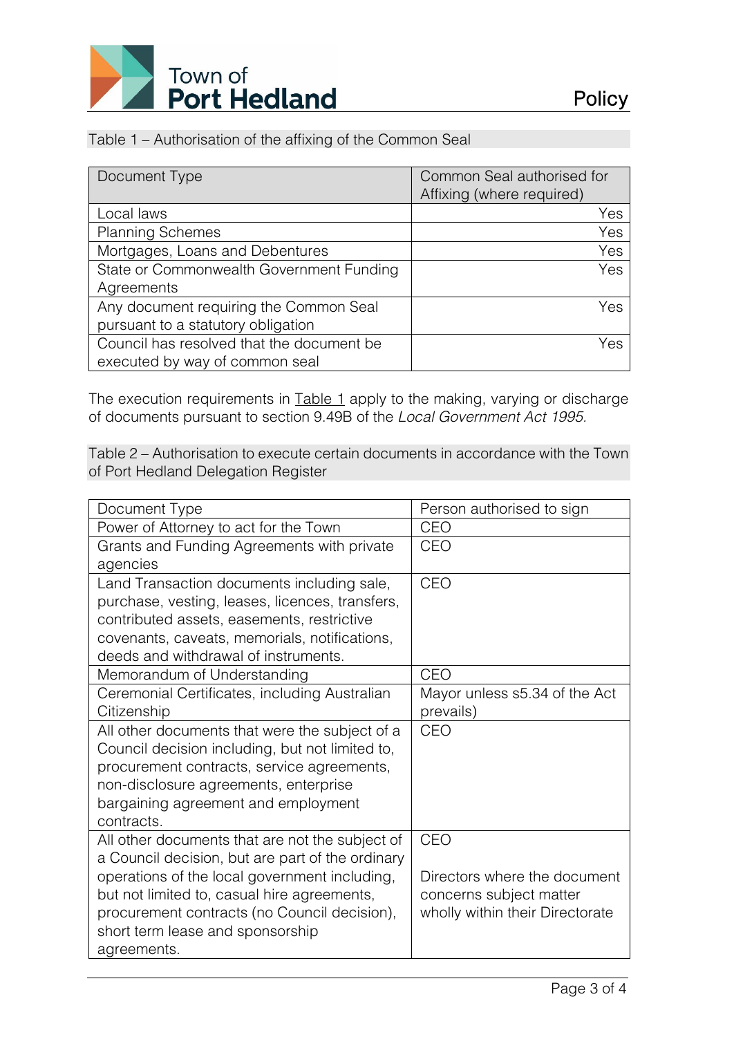Table 1 – Authorisation of the affixing of the Common Seal

| Document Type | Common Seal authorised for Affixing (where required) |
|---|---|
| Local laws | Yes |
| Planning Schemes | Yes |
| Mortgages, Loans and Debentures | Yes |
| State or Commonwealth Government Funding Agreements | Yes |
| Any document requiring the Common Seal pursuant to a statutory obligation | Yes |
| Council has resolved that the document be executed by way of common seal | Yes |

The execution requirements in Table 1 apply to the making, varying or discharge of documents pursuant to section 9.49B of the *Local Government Act 1995*.

Table 2 – Authorisation to execute certain documents in accordance with the Town of Port Hedland Delegation Register

| Document Type | Person authorised to sign |
|---|---|
| Power of Attorney to act for the Town | CEO |
| Grants and Funding Agreements with private agencies | CEO |
| Land Transaction documents including sale, purchase, vesting, leases, licences, transfers, contributed assets, easements, restrictive covenants, caveats, memorials, notifications, deeds and withdrawal of instruments. | CEO |
| Memorandum of Understanding | CEO |
| Ceremonial Certificates, including Australian Citizenship | Mayor unless s5.34 of the Act prevails) |
| All other documents that were the subject of a Council decision including, but not limited to, procurement contracts, service agreements, non-disclosure agreements, enterprise bargaining agreement and employment contracts. | CEO |
| All other documents that are not the subject of a Council decision, but are part of the ordinary operations of the local government including, but not limited to, casual hire agreements, procurement contracts (no Council decision), short term lease and sponsorship agreements. | CEO<br><br>Directors where the document concerns subject matter wholly within their Directorate |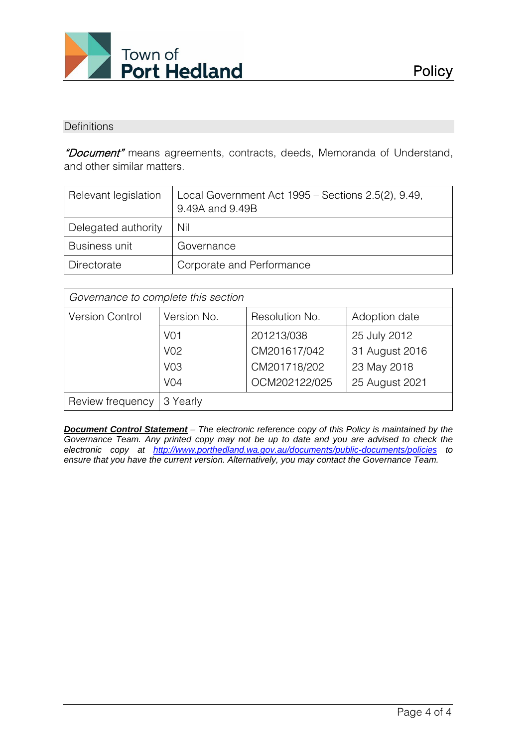## Definitions

*"Document"* means agreements, contracts, deeds, Memoranda of Understand, and other similar matters.

| | |
|---|---|
| Relevant legislation | Local Government Act 1995 – Sections 2.5(2), 9.49, 9.49A and 9.49B |
| Delegated authority | Nil |
| Business unit | Governance |
| Directorate | Corporate and Performance |

| *Governance to complete this section* | | | |
|---|---|---|---|
| Version Control | Version No. | Resolution No. | Adoption date |
| | V01 | 201213/038 | 25 July 2012 |
| | V02 | CM201617/042 | 31 August 2016 |
| | V03 | CM201718/202 | 23 May 2018 |
| | V04 | OCM202122/025 | 25 August 2021 |
| Review frequency | 3 Yearly | | |

***Document Control Statement*** *– The electronic reference copy of this Policy is maintained by the Governance Team. Any printed copy may not be up to date and you are advised to check the electronic copy at http://www.porthedland.wa.gov.au/documents/public-documents/policies to ensure that you have the current version. Alternatively, you may contact the Governance Team.*